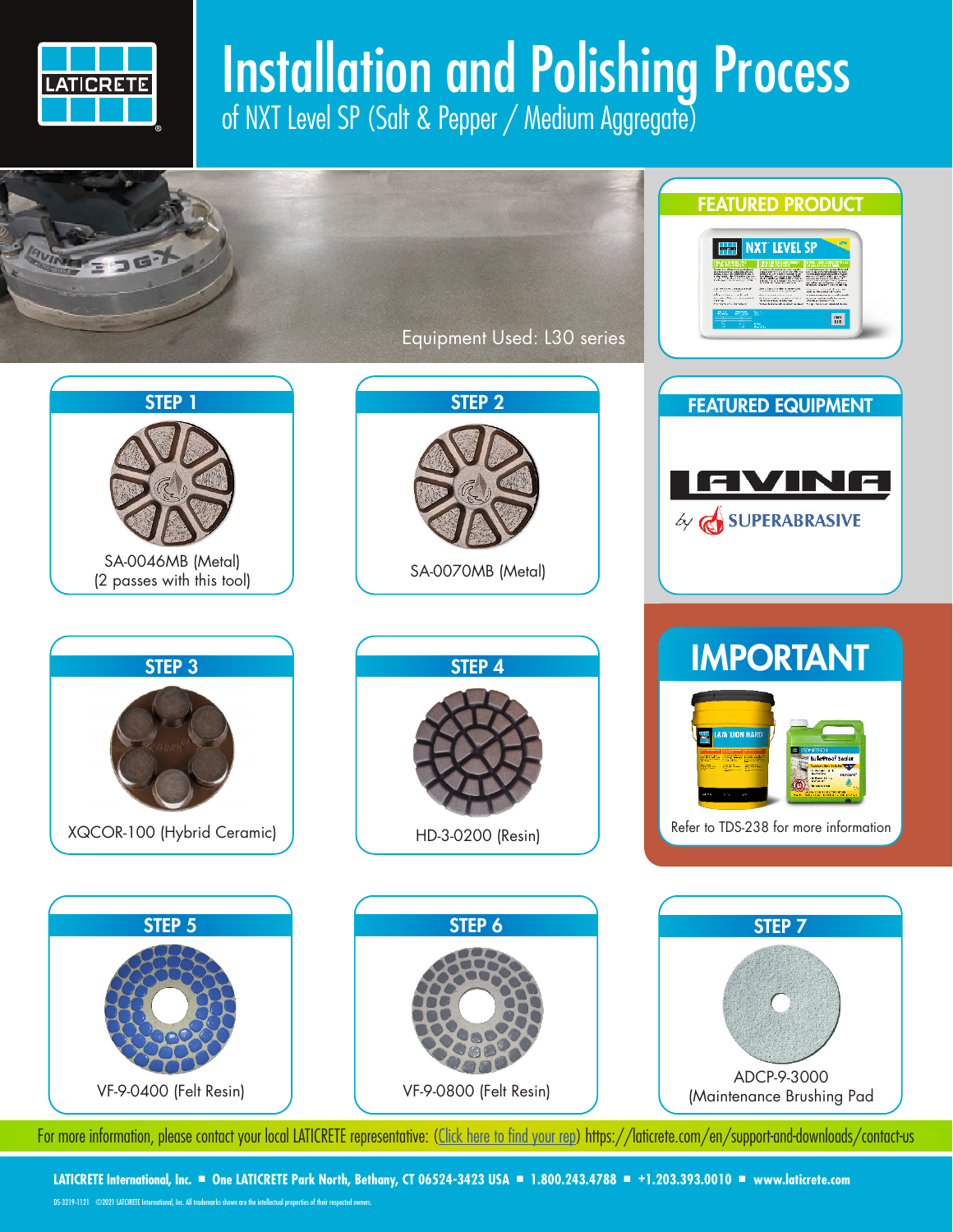# Installation and Polishing Process

## of NXT Level SP (Salt & Pepper / Medium Aggregate)

Equipment Used: L30 series

### FEATURED PRODUCT

NXT LEVEL SP

### FEATURED EQUIPMENT

LAVINA by SUPERABRASIVE

### STEP 1

SA-0046MB (Metal)
(2 passes with this tool)

### STEP 2

SA-0070MB (Metal)

### STEP 3

XQCOR-100 (Hybrid Ceramic)

### STEP 4

HD-3-0200 (Resin)

### IMPORTANT

Refer to TDS-238 for more information

### STEP 5

VF-9-0400 (Felt Resin)

### STEP 6

VF-9-0800 (Felt Resin)

### STEP 7

ADCP-9-3000
(Maintenance Brushing Pad)

For more information, please contact your local LATICRETE representative: (Click here to find your rep) https://laticrete.com/en/support-and-downloads/contact-us

**LATICRETE International, Inc. ■ One LATICRETE Park North, Bethany, CT 06524-3423 USA ■ 1.800.243.4788 ■ +1.203.393.0010 ■ www.laticrete.com**

DS-3219-1121 ©2021 LATICRETE International, Inc. All trademarks shown are the intellectual properties of their respected owners.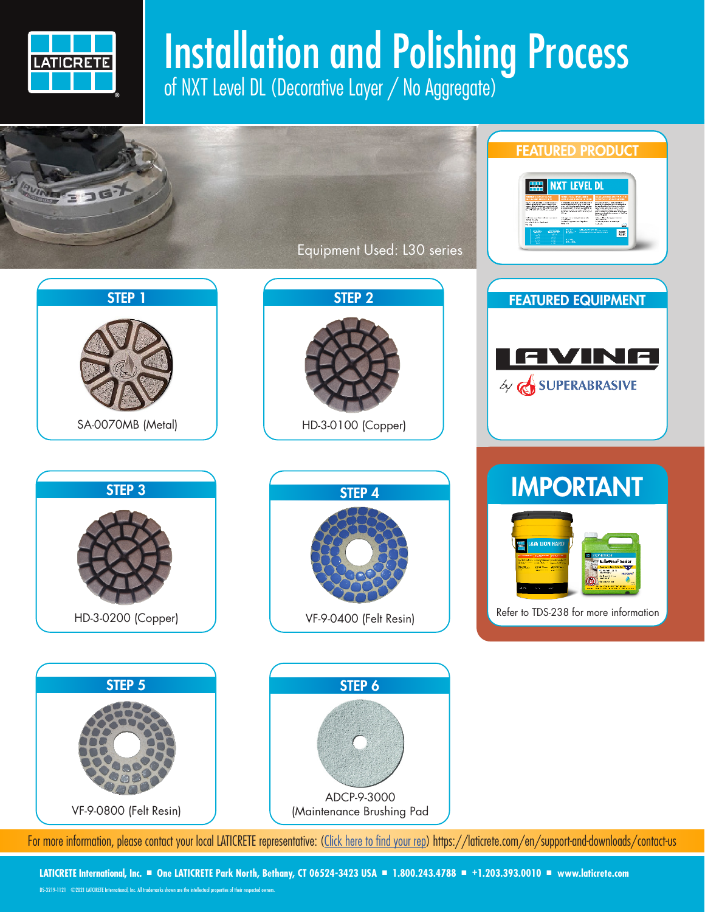# Installation and Polishing Process

of NXT Level DL (Decorative Layer / No Aggregate)

Equipment Used: L30 series

## FEATURED PRODUCT

NXT LEVEL DL

## FEATURED EQUIPMENT

LAVINA by SUPERABRASIVE

## STEP 1

SA-0070MB (Metal)

## STEP 2

HD-3-0100 (Copper)

## STEP 3

HD-3-0200 (Copper)

## STEP 4

VF-9-0400 (Felt Resin)

## STEP 5

VF-9-0800 (Felt Resin)

## STEP 6

ADCP-9-3000 (Maintenance Brushing Pad)

## IMPORTANT

Refer to TDS-238 for more information

For more information, please contact your local LATICRETE representative: (Click here to find your rep) https://laticrete.com/en/support-and-downloads/contact-us

**LATICRETE International, Inc. ■ One LATICRETE Park North, Bethany, CT 06524-3423 USA ■ 1.800.243.4788 ■ +1.203.393.0010 ■ www.laticrete.com**

DS-3219-1121 ©2021 LATICRETE International, Inc. All trademarks shown are the intellectual properties of their respected owners.